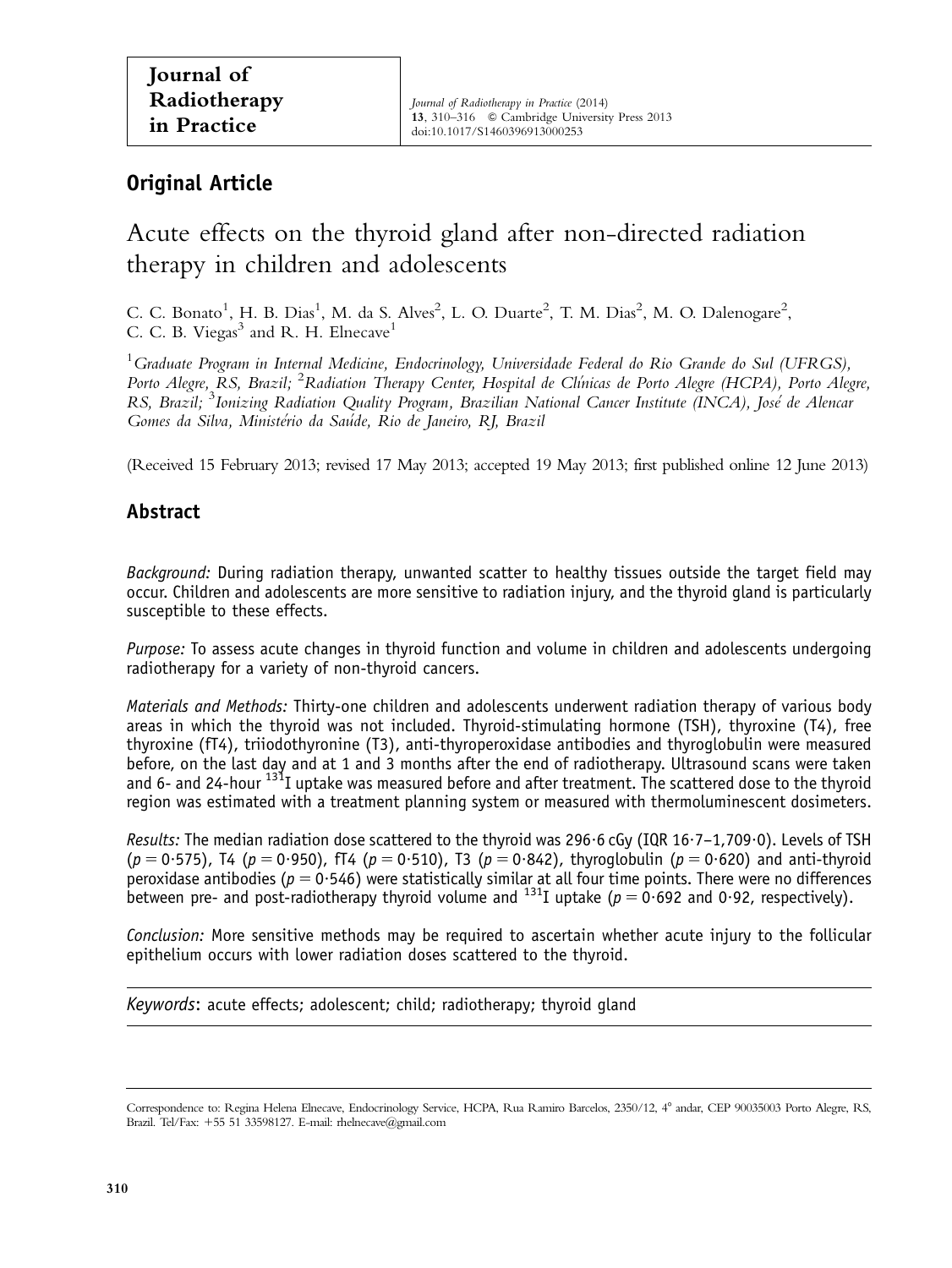Journal of Radiotherapy in Practice

## Original Article

# Acute effects on the thyroid gland after non-directed radiation therapy in children and adolescents

C. C. Bonato[1], H. B. Dias[1], M. da S. Alves[2], L. O. Duarte[2], T. M. Dias[2], M. O. Dalenogare[2], C. C. B. Viegas[3] and R. H. Elnecave[1]

[1]*Graduate Program in Internal Medicine, Endocrinology, Universidade Federal do Rio Grande do Sul (UFRGS), Porto Alegre, RS, Brazil;* [2]*Radiation Therapy Center, Hospital de Clínicas de Porto Alegre (HCPA), Porto Alegre, RS, Brazil;* [3]*Ionizing Radiation Quality Program, Brazilian National Cancer Institute (INCA), José de Alencar Gomes da Silva, Ministério da Saúde, Rio de Janeiro, RJ, Brazil*

(Received 15 February 2013; revised 17 May 2013; accepted 19 May 2013; first published online 12 June 2013)

## Abstract

*Background:* During radiation therapy, unwanted scatter to healthy tissues outside the target field may occur. Children and adolescents are more sensitive to radiation injury, and the thyroid gland is particularly susceptible to these effects.

*Purpose:* To assess acute changes in thyroid function and volume in children and adolescents undergoing radiotherapy for a variety of non-thyroid cancers.

*Materials and Methods:* Thirty-one children and adolescents underwent radiation therapy of various body areas in which the thyroid was not included. Thyroid-stimulating hormone (TSH), thyroxine (T4), free thyroxine (fT4), triiodothyronine (T3), anti-thyroperoxidase antibodies and thyroglobulin were measured before, on the last day and at 1 and 3 months after the end of radiotherapy. Ultrasound scans were taken and 6- and 24-hour $^{131}$I uptake was measured before and after treatment. The scattered dose to the thyroid region was estimated with a treatment planning system or measured with thermoluminescent dosimeters.

*Results:* The median radiation dose scattered to the thyroid was 296·6 cGy (IQR 16·7–1,709·0). Levels of TSH ($p = 0{\cdot}575$), T4 ($p = 0{\cdot}950$), fT4 ($p = 0{\cdot}510$), T3 ($p = 0{\cdot}842$), thyroglobulin ($p = 0{\cdot}620$) and anti-thyroid peroxidase antibodies ($p = 0{\cdot}546$) were statistically similar at all four time points. There were no differences between pre- and post-radiotherapy thyroid volume and $^{131}$I uptake ($p = 0{\cdot}692$ and 0·92, respectively).

*Conclusion:* More sensitive methods may be required to ascertain whether acute injury to the follicular epithelium occurs with lower radiation doses scattered to the thyroid.

*Keywords*: acute effects; adolescent; child; radiotherapy; thyroid gland

Correspondence to: Regina Helena Elnecave, Endocrinology Service, HCPA, Rua Ramiro Barcelos, 2350/12, 4° andar, CEP 90035003 Porto Alegre, RS, Brazil. Tel/Fax: +55 51 33598127. E-mail: rhelnecave@gmail.com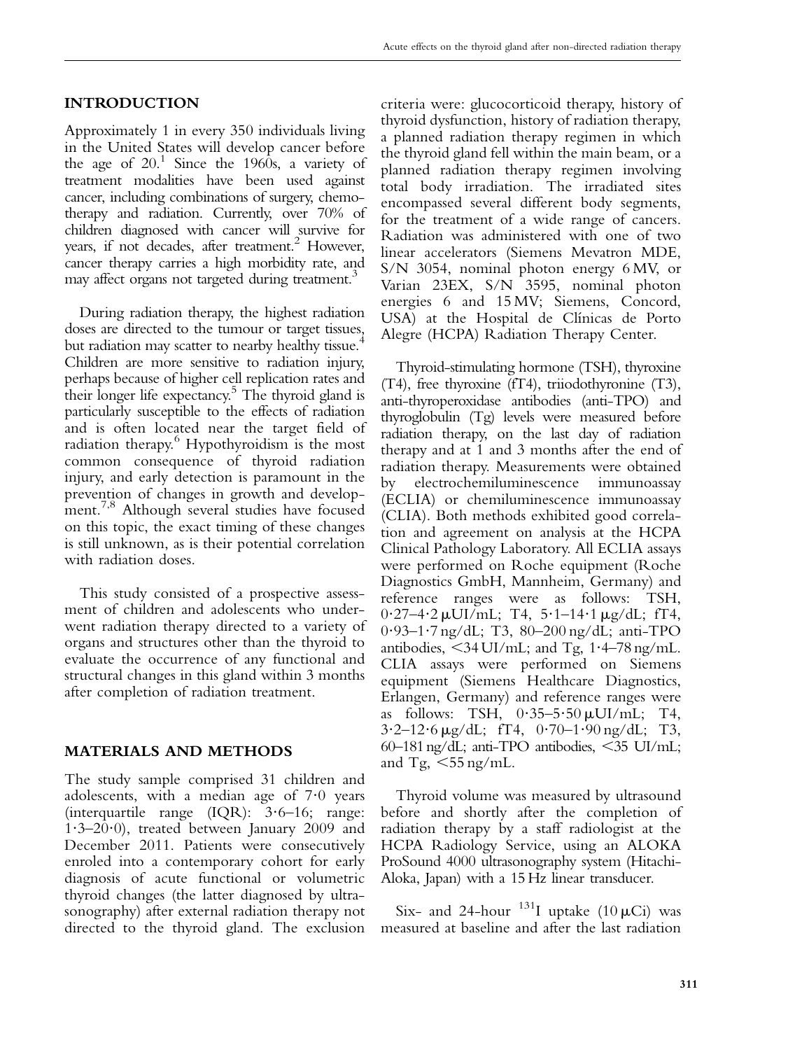## INTRODUCTION

Approximately 1 in every 350 individuals living in the United States will develop cancer before the age of 20.[1] Since the 1960s, a variety of treatment modalities have been used against cancer, including combinations of surgery, chemotherapy and radiation. Currently, over 70% of children diagnosed with cancer will survive for years, if not decades, after treatment.[2] However, cancer therapy carries a high morbidity rate, and may affect organs not targeted during treatment.[3]

During radiation therapy, the highest radiation doses are directed to the tumour or target tissues, but radiation may scatter to nearby healthy tissue.[4] Children are more sensitive to radiation injury, perhaps because of higher cell replication rates and their longer life expectancy.[5] The thyroid gland is particularly susceptible to the effects of radiation and is often located near the target field of radiation therapy.[6] Hypothyroidism is the most common consequence of thyroid radiation injury, and early detection is paramount in the prevention of changes in growth and development.[7,8] Although several studies have focused on this topic, the exact timing of these changes is still unknown, as is their potential correlation with radiation doses.

This study consisted of a prospective assessment of children and adolescents who underwent radiation therapy directed to a variety of organs and structures other than the thyroid to evaluate the occurrence of any functional and structural changes in this gland within 3 months after completion of radiation treatment.

## MATERIALS AND METHODS

The study sample comprised 31 children and adolescents, with a median age of 7·0 years (interquartile range (IQR): 3·6–16; range: 1·3–20·0), treated between January 2009 and December 2011. Patients were consecutively enroled into a contemporary cohort for early diagnosis of acute functional or volumetric thyroid changes (the latter diagnosed by ultrasonography) after external radiation therapy not directed to the thyroid gland. The exclusion criteria were: glucocorticoid therapy, history of thyroid dysfunction, history of radiation therapy, a planned radiation therapy regimen in which the thyroid gland fell within the main beam, or a planned radiation therapy regimen involving total body irradiation. The irradiated sites encompassed several different body segments, for the treatment of a wide range of cancers. Radiation was administered with one of two linear accelerators (Siemens Mevatron MDE, S/N 3054, nominal photon energy 6 MV, or Varian 23EX, S/N 3595, nominal photon energies 6 and 15 MV; Siemens, Concord, USA) at the Hospital de Clínicas de Porto Alegre (HCPA) Radiation Therapy Center.

Thyroid-stimulating hormone (TSH), thyroxine (T4), free thyroxine (fT4), triiodothyronine (T3), anti-thyroperoxidase antibodies (anti-TPO) and thyroglobulin (Tg) levels were measured before radiation therapy, on the last day of radiation therapy and at 1 and 3 months after the end of radiation therapy. Measurements were obtained by electrochemiluminescence immunoassay (ECLIA) or chemiluminescence immunoassay (CLIA). Both methods exhibited good correlation and agreement on analysis at the HCPA Clinical Pathology Laboratory. All ECLIA assays were performed on Roche equipment (Roche Diagnostics GmbH, Mannheim, Germany) and reference ranges were as follows: TSH, 0·27–4·2 μUI/mL; T4, 5·1–14·1 μg/dL; fT4, 0·93–1·7 ng/dL; T3, 80–200 ng/dL; anti-TPO antibodies, <34 UI/mL; and Tg, 1·4–78 ng/mL. CLIA assays were performed on Siemens equipment (Siemens Healthcare Diagnostics, Erlangen, Germany) and reference ranges were as follows: TSH, 0·35–5·50 μUI/mL; T4, 3·2–12·6 μg/dL; fT4, 0·70–1·90 ng/dL; T3, 60–181 ng/dL; anti-TPO antibodies, <35 UI/mL; and Tg, <55 ng/mL.

Thyroid volume was measured by ultrasound before and shortly after the completion of radiation therapy by a staff radiologist at the HCPA Radiology Service, using an ALOKA ProSound 4000 ultrasonography system (Hitachi-Aloka, Japan) with a 15 Hz linear transducer.

Six- and 24-hour $^{131}$I uptake (10 μCi) was measured at baseline and after the last radiation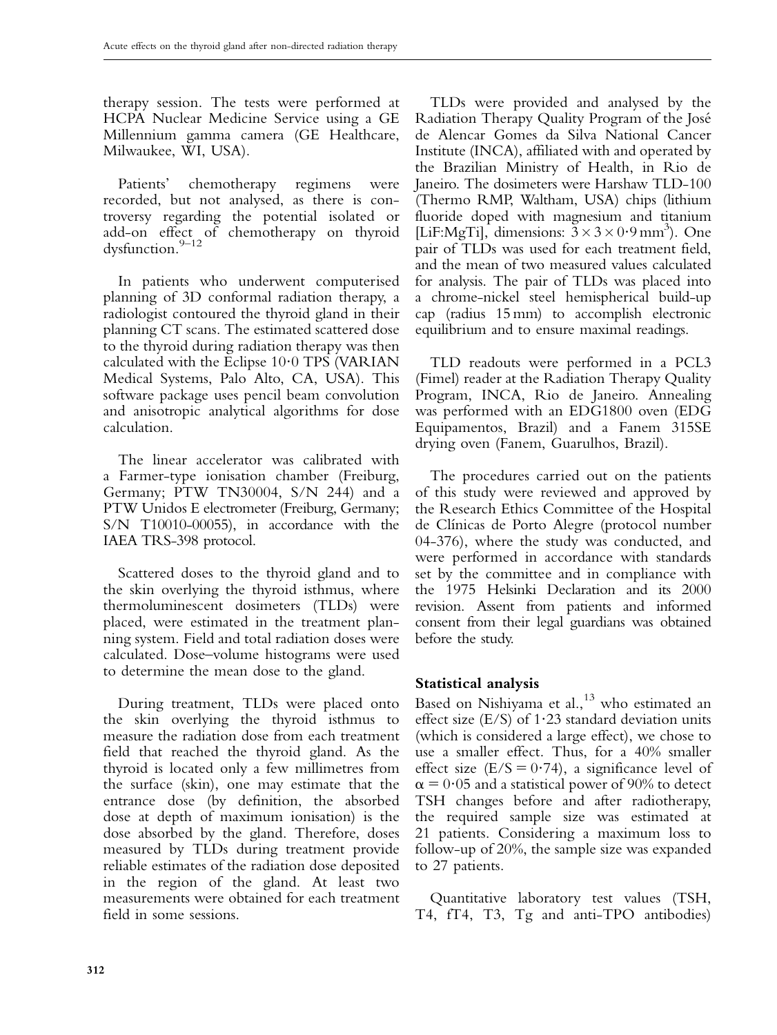therapy session. The tests were performed at HCPA Nuclear Medicine Service using a GE Millennium gamma camera (GE Healthcare, Milwaukee, WI, USA).

Patients' chemotherapy regimens were recorded, but not analysed, as there is controversy regarding the potential isolated or add-on effect of chemotherapy on thyroid dysfunction.[9–12]

In patients who underwent computerised planning of 3D conformal radiation therapy, a radiologist contoured the thyroid gland in their planning CT scans. The estimated scattered dose to the thyroid during radiation therapy was then calculated with the Eclipse 10·0 TPS (VARIAN Medical Systems, Palo Alto, CA, USA). This software package uses pencil beam convolution and anisotropic analytical algorithms for dose calculation.

The linear accelerator was calibrated with a Farmer-type ionisation chamber (Freiburg, Germany; PTW TN30004, S/N 244) and a PTW Unidos E electrometer (Freiburg, Germany; S/N T10010-00055), in accordance with the IAEA TRS-398 protocol.

Scattered doses to the thyroid gland and to the skin overlying the thyroid isthmus, where thermoluminescent dosimeters (TLDs) were placed, were estimated in the treatment planning system. Field and total radiation doses were calculated. Dose–volume histograms were used to determine the mean dose to the gland.

During treatment, TLDs were placed onto the skin overlying the thyroid isthmus to measure the radiation dose from each treatment field that reached the thyroid gland. As the thyroid is located only a few millimetres from the surface (skin), one may estimate that the entrance dose (by definition, the absorbed dose at depth of maximum ionisation) is the dose absorbed by the gland. Therefore, doses measured by TLDs during treatment provide reliable estimates of the radiation dose deposited in the region of the gland. At least two measurements were obtained for each treatment field in some sessions.

TLDs were provided and analysed by the Radiation Therapy Quality Program of the José de Alencar Gomes da Silva National Cancer Institute (INCA), affiliated with and operated by the Brazilian Ministry of Health, in Rio de Janeiro. The dosimeters were Harshaw TLD-100 (Thermo RMP, Waltham, USA) chips (lithium fluoride doped with magnesium and titanium [LiF:MgTi], dimensions: $3 \times 3 \times 0{\cdot}9\,\text{mm}^3$). One pair of TLDs was used for each treatment field, and the mean of two measured values calculated for analysis. The pair of TLDs was placed into a chrome-nickel steel hemispherical build-up cap (radius 15 mm) to accomplish electronic equilibrium and to ensure maximal readings.

TLD readouts were performed in a PCL3 (Fimel) reader at the Radiation Therapy Quality Program, INCA, Rio de Janeiro. Annealing was performed with an EDG1800 oven (EDG Equipamentos, Brazil) and a Fanem 315SE drying oven (Fanem, Guarulhos, Brazil).

The procedures carried out on the patients of this study were reviewed and approved by the Research Ethics Committee of the Hospital de Clínicas de Porto Alegre (protocol number 04-376), where the study was conducted, and were performed in accordance with standards set by the committee and in compliance with the 1975 Helsinki Declaration and its 2000 revision. Assent from patients and informed consent from their legal guardians was obtained before the study.

## Statistical analysis

Based on Nishiyama et al.,[13] who estimated an effect size (E/S) of 1·23 standard deviation units (which is considered a large effect), we chose to use a smaller effect. Thus, for a 40% smaller effect size (E/S = 0·74), a significance level of $\alpha = 0{\cdot}05$ and a statistical power of 90% to detect TSH changes before and after radiotherapy, the required sample size was estimated at 21 patients. Considering a maximum loss to follow-up of 20%, the sample size was expanded to 27 patients.

Quantitative laboratory test values (TSH, T4, fT4, T3, Tg and anti-TPO antibodies)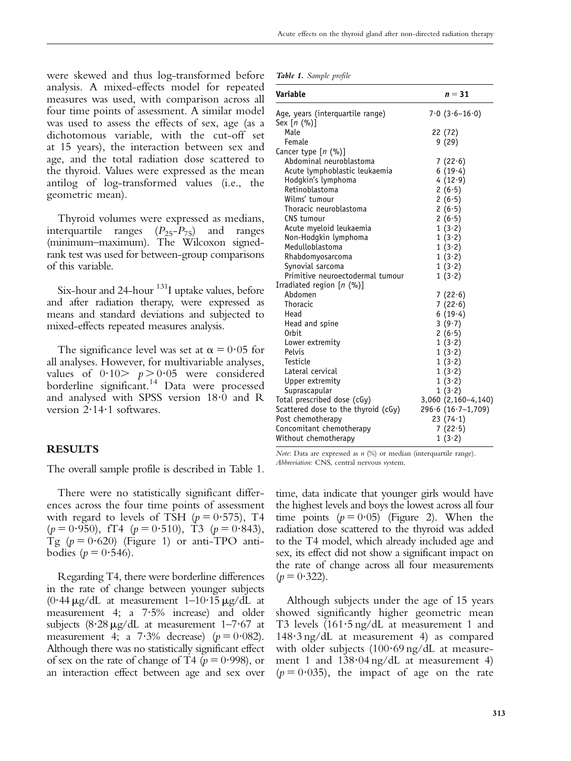were skewed and thus log-transformed before analysis. A mixed-effects model for repeated measures was used, with comparison across all four time points of assessment. A similar model was used to assess the effects of sex, age (as a dichotomous variable, with the cut-off set at 15 years), the interaction between sex and age, and the total radiation dose scattered to the thyroid. Values were expressed as the mean antilog of log-transformed values (i.e., the geometric mean).

Thyroid volumes were expressed as medians, interquartile ranges ($P_{25}$–$P_{75}$) and ranges (minimum–maximum). The Wilcoxon signed-rank test was used for between-group comparisons of this variable.

Six-hour and 24-hour $^{131}$I uptake values, before and after radiation therapy, were expressed as means and standard deviations and subjected to mixed-effects repeated measures analysis.

The significance level was set at $\alpha = 0{\cdot}05$ for all analyses. However, for multivariable analyses, values of $0{\cdot}10 > p > 0{\cdot}05$ were considered borderline significant.[14] Data were processed and analysed with SPSS version 18·0 and R version 2·14·1 softwares.

## RESULTS

The overall sample profile is described in Table 1.

*Table 1. Sample profile*

| Variable | $n = 31$ |
|---|---|
| Age, years (interquartile range) | 7·0 (3·6–16·0) |
| Sex [n (%)] | |
| Male | 22 (72) |
| Female | 9 (29) |
| Cancer type [n (%)] | |
| Abdominal neuroblastoma | 7 (22·6) |
| Acute lymphoblastic leukaemia | 6 (19·4) |
| Hodgkin's lymphoma | 4 (12·9) |
| Retinoblastoma | 2 (6·5) |
| Wilms' tumour | 2 (6·5) |
| Thoracic neuroblastoma | 2 (6·5) |
| CNS tumour | 2 (6·5) |
| Acute myeloid leukaemia | 1 (3·2) |
| Non-Hodgkin lymphoma | 1 (3·2) |
| Medulloblastoma | 1 (3·2) |
| Rhabdomyosarcoma | 1 (3·2) |
| Synovial sarcoma | 1 (3·2) |
| Primitive neuroectodermal tumour | 1 (3·2) |
| Irradiated region [n (%)] | |
| Abdomen | 7 (22·6) |
| Thoracic | 7 (22·6) |
| Head | 6 (19·4) |
| Head and spine | 3 (9·7) |
| Orbit | 2 (6·5) |
| Lower extremity | 1 (3·2) |
| Pelvis | 1 (3·2) |
| Testicle | 1 (3·2) |
| Lateral cervical | 1 (3·2) |
| Upper extremity | 1 (3·2) |
| Suprascapular | 1 (3·2) |
| Total prescribed dose (cGy) | 3,060 (2,160–4,140) |
| Scattered dose to the thyroid (cGy) | 296·6 (16·7–1,709) |
| Post chemotherapy | 23 (74·1) |
| Concomitant chemotherapy | 7 (22·5) |
| Without chemotherapy | 1 (3·2) |

*Note*: Data are expressed as *n* (%) or median (interquartile range).
*Abbreviation*: CNS, central nervous system.

There were no statistically significant differences across the four time points of assessment with regard to levels of TSH ($p = 0{\cdot}575$), T4 ($p = 0{\cdot}950$), fT4 ($p = 0{\cdot}510$), T3 ($p = 0{\cdot}843$), Tg ($p = 0{\cdot}620$) (Figure 1) or anti-TPO antibodies ($p = 0{\cdot}546$).

Regarding T4, there were borderline differences in the rate of change between younger subjects (0·44 μg/dL at measurement 1–10·15 μg/dL at measurement 4; a 7·5% increase) and older subjects (8·28 μg/dL at measurement 1–7·67 at measurement 4; a 7·3% decrease) ($p = 0{\cdot}082$). Although there was no statistically significant effect of sex on the rate of change of T4 ($p = 0{\cdot}998$), or an interaction effect between age and sex over time, data indicate that younger girls would have the highest levels and boys the lowest across all four time points ($p = 0{\cdot}05$) (Figure 2). When the radiation dose scattered to the thyroid was added to the T4 model, which already included age and sex, its effect did not show a significant impact on the rate of change across all four measurements ($p = 0{\cdot}322$).

Although subjects under the age of 15 years showed significantly higher geometric mean T3 levels (161·5 ng/dL at measurement 1 and 148·3 ng/dL at measurement 4) as compared with older subjects (100·69 ng/dL at measurement 1 and 138·04 ng/dL at measurement 4) ($p = 0{\cdot}035$), the impact of age on the rate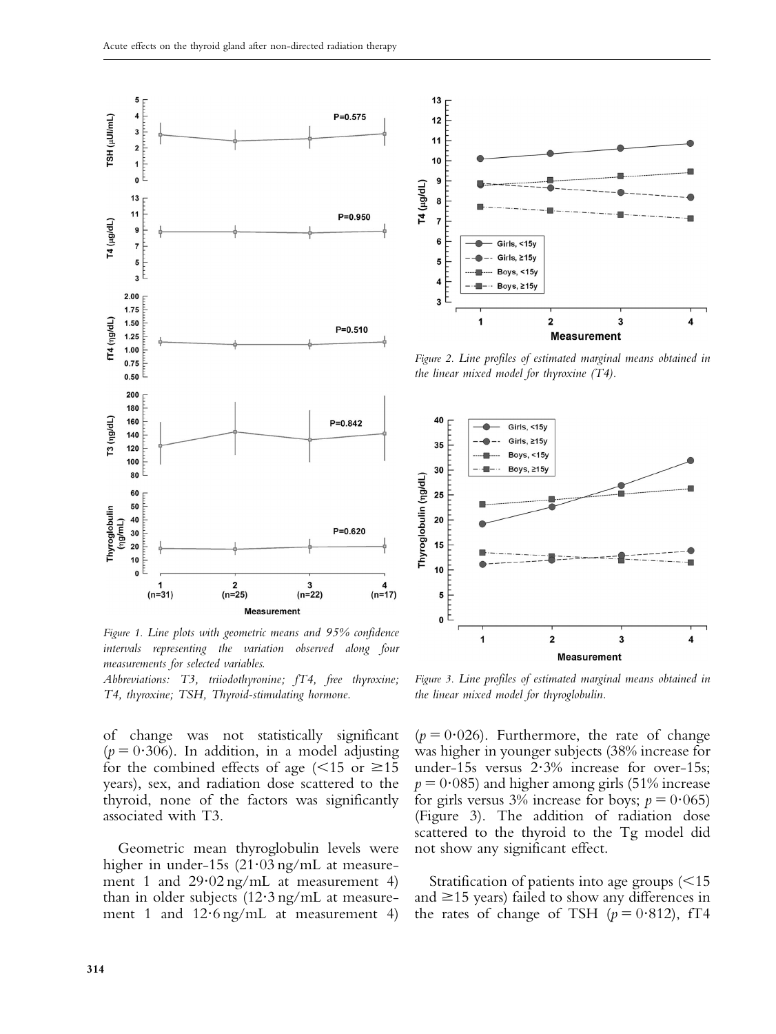Figure 1. Line plots with geometric means and 95% confidence intervals representing the variation observed along four measurements for selected variables.

Abbreviations: T3, triiodothyronine; fT4, free thyroxine; T4, thyroxine; TSH, Thyroid-stimulating hormone.

Figure 2. Line profiles of estimated marginal means obtained in the linear mixed model for thyroxine (T4).

Figure 3. Line profiles of estimated marginal means obtained in the linear mixed model for thyroglobulin.

of change was not statistically significant ($p = 0{\cdot}306$). In addition, in a model adjusting for the combined effects of age (<15 or ≥15 years), sex, and radiation dose scattered to the thyroid, none of the factors was significantly associated with T3.

Geometric mean thyroglobulin levels were higher in under-15s (21·03 ng/mL at measurement 1 and 29·02 ng/mL at measurement 4) than in older subjects (12·3 ng/mL at measurement 1 and 12·6 ng/mL at measurement 4) ($p = 0{\cdot}026$). Furthermore, the rate of change was higher in younger subjects (38% increase for under-15s versus 2·3% increase for over-15s; $p = 0{\cdot}085$) and higher among girls (51% increase for girls versus 3% increase for boys; $p = 0{\cdot}065$) (Figure 3). The addition of radiation dose scattered to the thyroid to the Tg model did not show any significant effect.

Stratification of patients into age groups (<15 and ≥15 years) failed to show any differences in the rates of change of TSH ($p = 0{\cdot}812$), fT4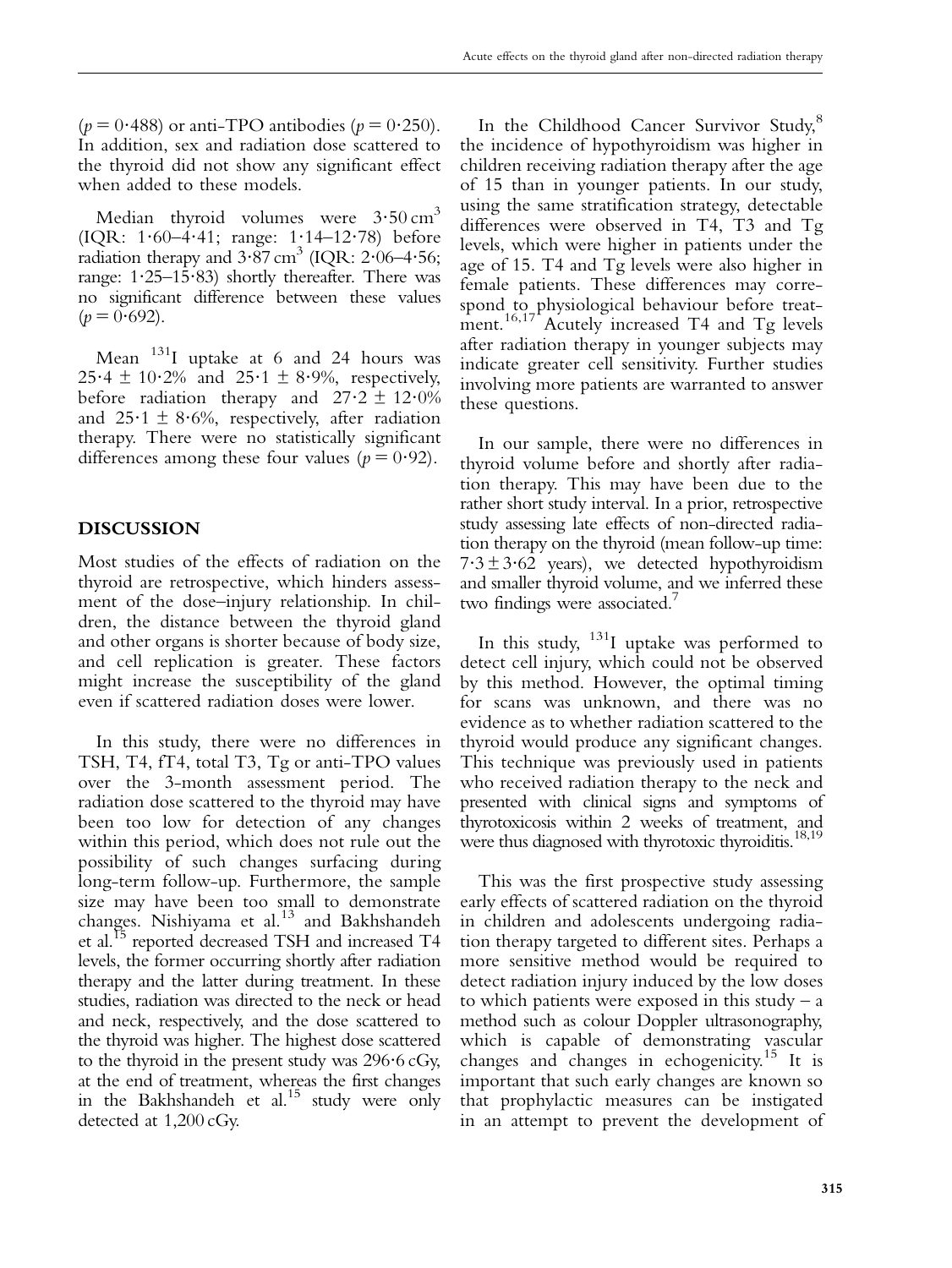($p = 0{\cdot}488$) or anti-TPO antibodies ($p = 0{\cdot}250$). In addition, sex and radiation dose scattered to the thyroid did not show any significant effect when added to these models.

Median thyroid volumes were $3{\cdot}50\,cm^3$ (IQR: 1·60–4·41; range: 1·14–12·78) before radiation therapy and $3{\cdot}87\,cm^3$ (IQR: 2·06–4·56; range: 1·25–15·83) shortly thereafter. There was no significant difference between these values ($p = 0{\cdot}692$).

Mean $^{131}I$ uptake at 6 and 24 hours was $25{\cdot}4 \pm 10{\cdot}2\%$ and $25{\cdot}1 \pm 8{\cdot}9\%$, respectively, before radiation therapy and $27{\cdot}2 \pm 12{\cdot}0\%$ and $25{\cdot}1 \pm 8{\cdot}6\%$, respectively, after radiation therapy. There were no statistically significant differences among these four values ($p = 0{\cdot}92$).

## DISCUSSION

Most studies of the effects of radiation on the thyroid are retrospective, which hinders assessment of the dose–injury relationship. In children, the distance between the thyroid gland and other organs is shorter because of body size, and cell replication is greater. These factors might increase the susceptibility of the gland even if scattered radiation doses were lower.

In this study, there were no differences in TSH, T4, fT4, total T3, Tg or anti-TPO values over the 3-month assessment period. The radiation dose scattered to the thyroid may have been too low for detection of any changes within this period, which does not rule out the possibility of such changes surfacing during long-term follow-up. Furthermore, the sample size may have been too small to demonstrate changes. Nishiyama et al.[13] and Bakhshandeh et al.[15] reported decreased TSH and increased T4 levels, the former occurring shortly after radiation therapy and the latter during treatment. In these studies, radiation was directed to the neck or head and neck, respectively, and the dose scattered to the thyroid was higher. The highest dose scattered to the thyroid in the present study was 296·6 cGy, at the end of treatment, whereas the first changes in the Bakhshandeh et al.[15] study were only detected at 1,200 cGy.

In the Childhood Cancer Survivor Study,[8] the incidence of hypothyroidism was higher in children receiving radiation therapy after the age of 15 than in younger patients. In our study, using the same stratification strategy, detectable differences were observed in T4, T3 and Tg levels, which were higher in patients under the age of 15. T4 and Tg levels were also higher in female patients. These differences may correspond to physiological behaviour before treatment.[16,17] Acutely increased T4 and Tg levels after radiation therapy in younger subjects may indicate greater cell sensitivity. Further studies involving more patients are warranted to answer these questions.

In our sample, there were no differences in thyroid volume before and shortly after radiation therapy. This may have been due to the rather short study interval. In a prior, retrospective study assessing late effects of non-directed radiation therapy on the thyroid (mean follow-up time: $7{\cdot}3 \pm 3{\cdot}62$ years), we detected hypothyroidism and smaller thyroid volume, and we inferred these two findings were associated.[7]

In this study, $^{131}I$ uptake was performed to detect cell injury, which could not be observed by this method. However, the optimal timing for scans was unknown, and there was no evidence as to whether radiation scattered to the thyroid would produce any significant changes. This technique was previously used in patients who received radiation therapy to the neck and presented with clinical signs and symptoms of thyrotoxicosis within 2 weeks of treatment, and were thus diagnosed with thyrotoxic thyroiditis.[18,19]

This was the first prospective study assessing early effects of scattered radiation on the thyroid in children and adolescents undergoing radiation therapy targeted to different sites. Perhaps a more sensitive method would be required to detect radiation injury induced by the low doses to which patients were exposed in this study – a method such as colour Doppler ultrasonography, which is capable of demonstrating vascular changes and changes in echogenicity.[15] It is important that such early changes are known so that prophylactic measures can be instigated in an attempt to prevent the development of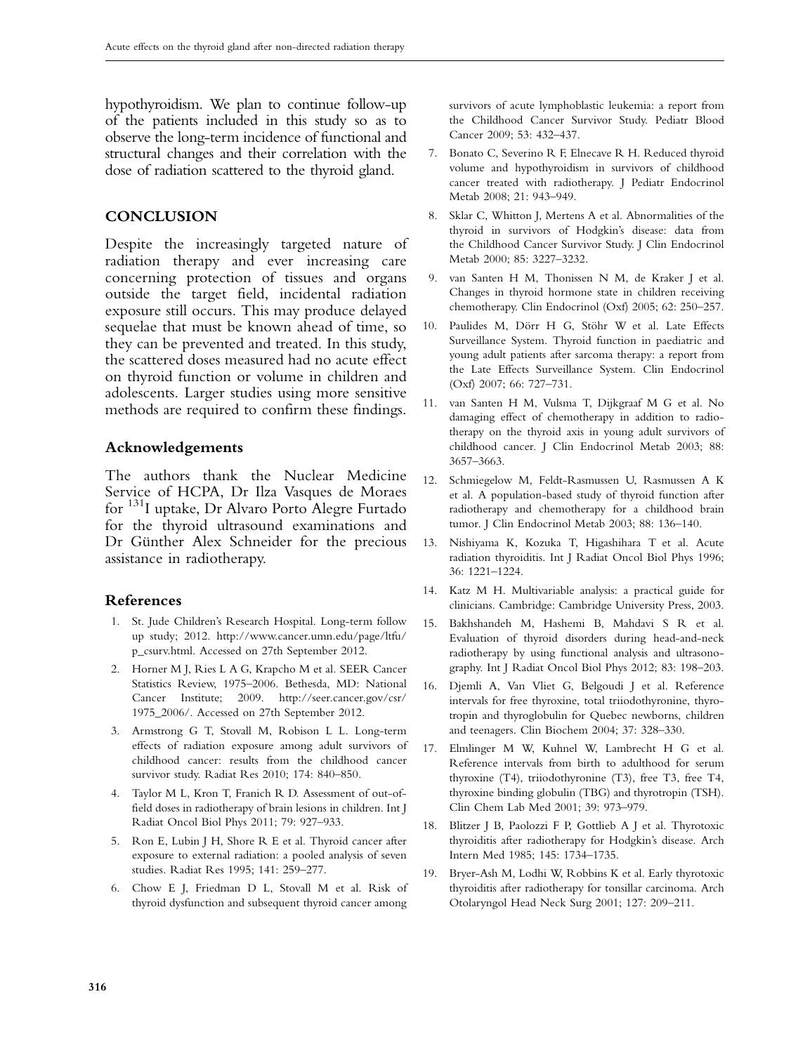hypothyroidism. We plan to continue follow-up of the patients included in this study so as to observe the long-term incidence of functional and structural changes and their correlation with the dose of radiation scattered to the thyroid gland.

## CONCLUSION

Despite the increasingly targeted nature of radiation therapy and ever increasing care concerning protection of tissues and organs outside the target field, incidental radiation exposure still occurs. This may produce delayed sequelae that must be known ahead of time, so they can be prevented and treated. In this study, the scattered doses measured had no acute effect on thyroid function or volume in children and adolescents. Larger studies using more sensitive methods are required to confirm these findings.

### Acknowledgements

The authors thank the Nuclear Medicine Service of HCPA, Dr Ilza Vasques de Moraes for $^{131}$I uptake, Dr Alvaro Porto Alegre Furtado for the thyroid ultrasound examinations and Dr Günther Alex Schneider for the precious assistance in radiotherapy.

### References

1. St. Jude Children's Research Hospital. Long-term follow up study; 2012. http://www.cancer.umn.edu/page/ltfu/p_csurv.html. Accessed on 27th September 2012.
2. Horner M J, Ries L A G, Krapcho M et al. SEER Cancer Statistics Review, 1975–2006. Bethesda, MD: National Cancer Institute; 2009. http://seer.cancer.gov/csr/1975_2006/. Accessed on 27th September 2012.
3. Armstrong G T, Stovall M, Robison L L. Long-term effects of radiation exposure among adult survivors of childhood cancer: results from the childhood cancer survivor study. Radiat Res 2010; 174: 840–850.
4. Taylor M L, Kron T, Franich R D. Assessment of out-of-field doses in radiotherapy of brain lesions in children. Int J Radiat Oncol Biol Phys 2011; 79: 927–933.
5. Ron E, Lubin J H, Shore R E et al. Thyroid cancer after exposure to external radiation: a pooled analysis of seven studies. Radiat Res 1995; 141: 259–277.
6. Chow E J, Friedman D L, Stovall M et al. Risk of thyroid dysfunction and subsequent thyroid cancer among survivors of acute lymphoblastic leukemia: a report from the Childhood Cancer Survivor Study. Pediatr Blood Cancer 2009; 53: 432–437.
7. Bonato C, Severino R F, Elnecave R H. Reduced thyroid volume and hypothyroidism in survivors of childhood cancer treated with radiotherapy. J Pediatr Endocrinol Metab 2008; 21: 943–949.
8. Sklar C, Whitton J, Mertens A et al. Abnormalities of the thyroid in survivors of Hodgkin's disease: data from the Childhood Cancer Survivor Study. J Clin Endocrinol Metab 2000; 85: 3227–3232.
9. van Santen H M, Thonissen N M, de Kraker J et al. Changes in thyroid hormone state in children receiving chemotherapy. Clin Endocrinol (Oxf) 2005; 62: 250–257.
10. Paulides M, Dörr H G, Stöhr W et al. Late Effects Surveillance System. Thyroid function in paediatric and young adult patients after sarcoma therapy: a report from the Late Effects Surveillance System. Clin Endocrinol (Oxf) 2007; 66: 727–731.
11. van Santen H M, Vulsma T, Dijkgraaf M G et al. No damaging effect of chemotherapy in addition to radiotherapy on the thyroid axis in young adult survivors of childhood cancer. J Clin Endocrinol Metab 2003; 88: 3657–3663.
12. Schmiegelow M, Feldt-Rasmussen U, Rasmussen A K et al. A population-based study of thyroid function after radiotherapy and chemotherapy for a childhood brain tumor. J Clin Endocrinol Metab 2003; 88: 136–140.
13. Nishiyama K, Kozuka T, Higashihara T et al. Acute radiation thyroiditis. Int J Radiat Oncol Biol Phys 1996; 36: 1221–1224.
14. Katz M H. Multivariable analysis: a practical guide for clinicians. Cambridge: Cambridge University Press, 2003.
15. Bakhshandeh M, Hashemi B, Mahdavi S R et al. Evaluation of thyroid disorders during head-and-neck radiotherapy by using functional analysis and ultrasonography. Int J Radiat Oncol Biol Phys 2012; 83: 198–203.
16. Djemli A, Van Vliet G, Belgoudi J et al. Reference intervals for free thyroxine, total triiodothyronine, thyrotropin and thyroglobulin for Quebec newborns, children and teenagers. Clin Biochem 2004; 37: 328–330.
17. Elmlinger M W, Kuhnel W, Lambrecht H G et al. Reference intervals from birth to adulthood for serum thyroxine (T4), triiodothyronine (T3), free T3, free T4, thyroxine binding globulin (TBG) and thyrotropin (TSH). Clin Chem Lab Med 2001; 39: 973–979.
18. Blitzer J B, Paolozzi F P, Gottlieb A J et al. Thyrotoxic thyroiditis after radiotherapy for Hodgkin's disease. Arch Intern Med 1985; 145: 1734–1735.
19. Bryer-Ash M, Lodhi W, Robbins K et al. Early thyrotoxic thyroiditis after radiotherapy for tonsillar carcinoma. Arch Otolaryngol Head Neck Surg 2001; 127: 209–211.